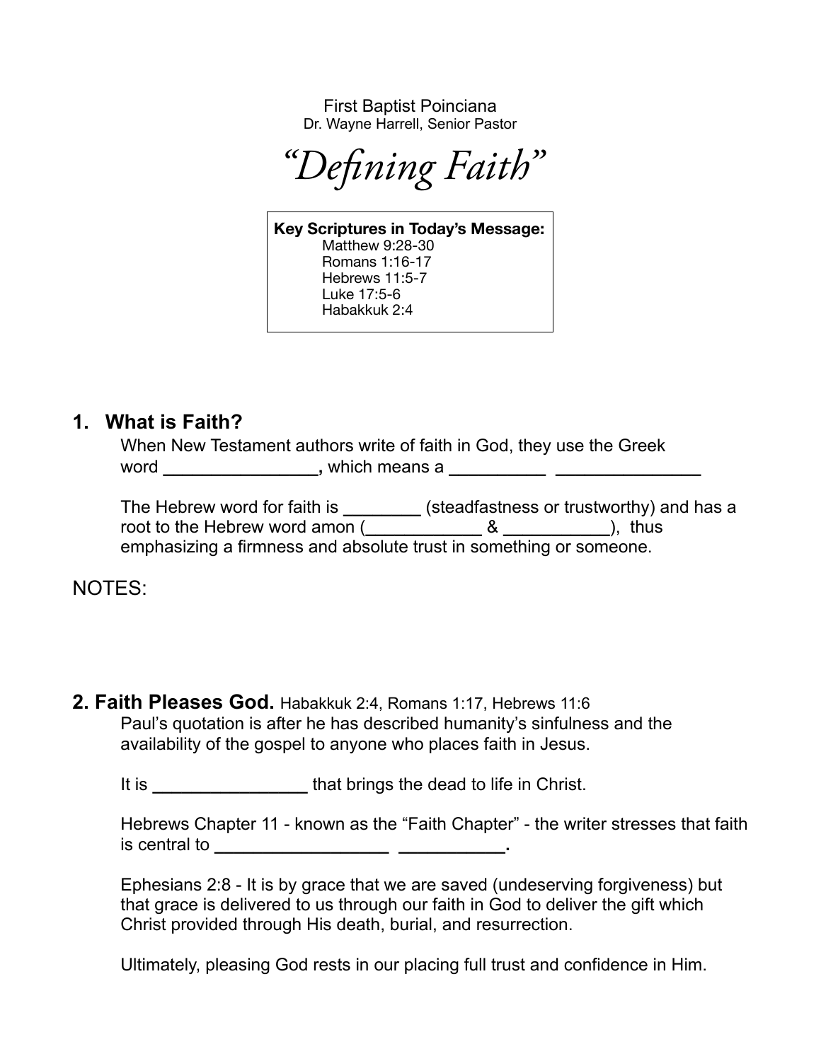First Baptist Poinciana
Dr. Wayne Harrell, Senior Pastor

# *"Defining Faith"*

**Key Scriptures in Today's Message:**
- Matthew 9:28-30
- Romans 1:16-17
- Hebrews 11:5-7
- Luke 17:5-6
- Habakkuk 2:4

## 1. What is Faith?

When New Testament authors write of faith in God, they use the Greek word **________________,** which means a **__________ _______________**

The Hebrew word for faith is **________** (steadfastness or trustworthy) and has a root to the Hebrew word amon (**____________** & **___________**), thus emphasizing a firmness and absolute trust in something or someone.

NOTES:

## 2. Faith Pleases God. Habakkuk 2:4, Romans 1:17, Hebrews 11:6

Paul's quotation is after he has described humanity's sinfulness and the availability of the gospel to anyone who places faith in Jesus.

It is **________________** that brings the dead to life in Christ.

Hebrews Chapter 11 - known as the "Faith Chapter" - the writer stresses that faith is central to **__________________ ___________.**

Ephesians 2:8 - It is by grace that we are saved (undeserving forgiveness) but that grace is delivered to us through our faith in God to deliver the gift which Christ provided through His death, burial, and resurrection.

Ultimately, pleasing God rests in our placing full trust and confidence in Him.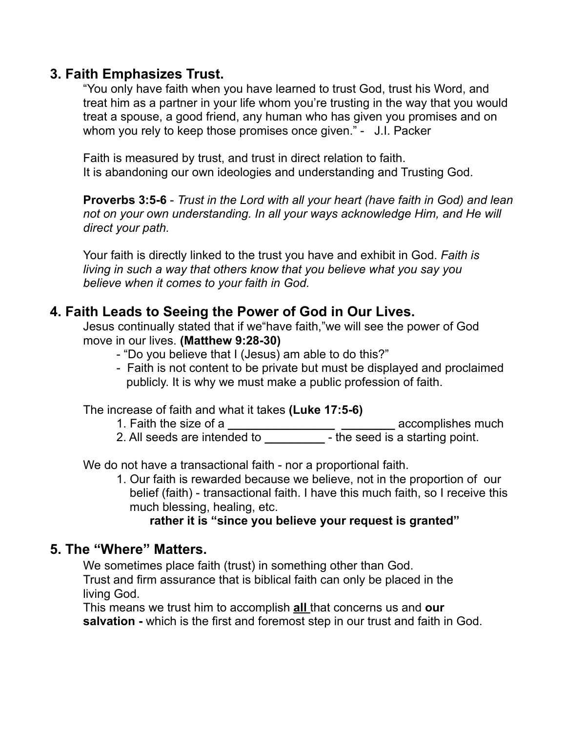## 3. Faith Emphasizes Trust.

"You only have faith when you have learned to trust God, trust his Word, and treat him as a partner in your life whom you're trusting in the way that you would treat a spouse, a good friend, any human who has given you promises and on whom you rely to keep those promises once given." - J.I. Packer

Faith is measured by trust, and trust in direct relation to faith.
It is abandoning our own ideologies and understanding and Trusting God.

**Proverbs 3:5-6** - *Trust in the Lord with all your heart (have faith in God) and lean not on your own understanding. In all your ways acknowledge Him, and He will direct your path.*

Your faith is directly linked to the trust you have and exhibit in God. *Faith is living in such a way that others know that you believe what you say you believe when it comes to your faith in God.*

## 4. Faith Leads to Seeing the Power of God in Our Lives.

Jesus continually stated that if we"have faith,"we will see the power of God move in our lives. **(Matthew 9:28-30)**

- "Do you believe that I (Jesus) am able to do this?"
- Faith is not content to be private but must be displayed and proclaimed publicly. It is why we must make a public profession of faith.

The increase of faith and what it takes **(Luke 17:5-6)**

1. Faith the size of a **________________ ________** accomplishes much
2. All seeds are intended to **_________** - the seed is a starting point.

We do not have a transactional faith - nor a proportional faith.

1. Our faith is rewarded because we believe, not in the proportion of our belief (faith) - transactional faith. I have this much faith, so I receive this much blessing, healing, etc.

   **rather it is "since you believe your request is granted"**

## 5. The "Where" Matters.

We sometimes place faith (trust) in something other than God.
Trust and firm assurance that is biblical faith can only be placed in the living God.
This means we trust him to accomplish **<u>all</u>** that concerns us and **our salvation -** which is the first and foremost step in our trust and faith in God.